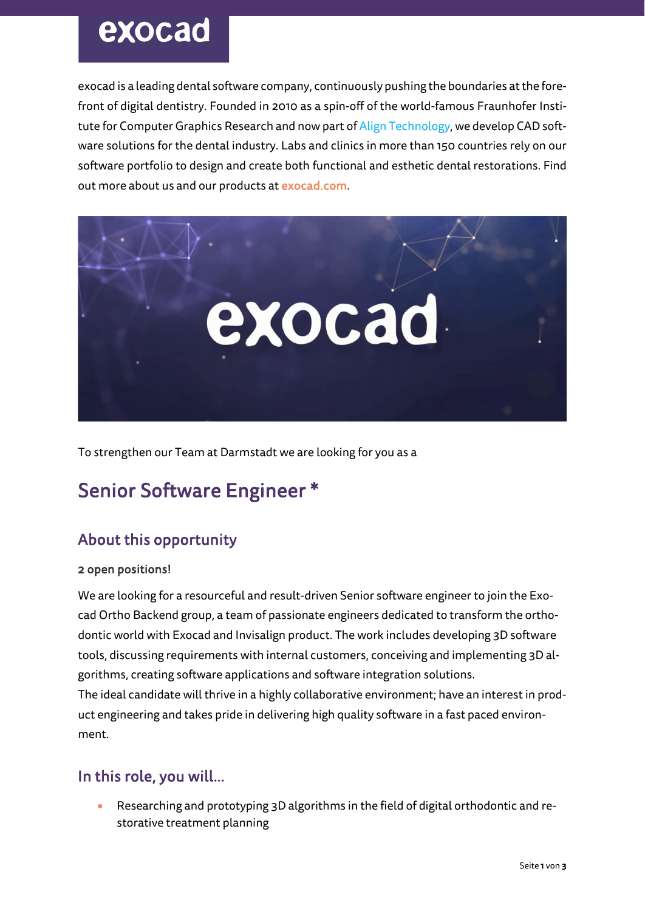# exocad

exocad is a leading dental software company, continuously pushing the boundaries at the forefront of digital dentistry. Founded in 2010 as a spin-off of the world-famous Fraunhofer Institute for Computer Graphics Research and now part of Align Technology, we develop CAD software solutions for the dental industry. Labs and clinics in more than 150 countries rely on our software portfolio to design and create both functional and esthetic dental restorations. Find out more about us and our products at exocad.com.

To strengthen our Team at Darmstadt we are looking for you as a

# Senior Software Engineer *

## About this opportunity

**2 open positions!**

We are looking for a resourceful and result-driven Senior software engineer to join the Exocad Ortho Backend group, a team of passionate engineers dedicated to transform the orthodontic world with Exocad and Invisalign product. The work includes developing 3D software tools, discussing requirements with internal customers, conceiving and implementing 3D algorithms, creating software applications and software integration solutions.
The ideal candidate will thrive in a highly collaborative environment; have an interest in product engineering and takes pride in delivering high quality software in a fast paced environment.

## In this role, you will...

- Researching and prototyping 3D algorithms in the field of digital orthodontic and restorative treatment planning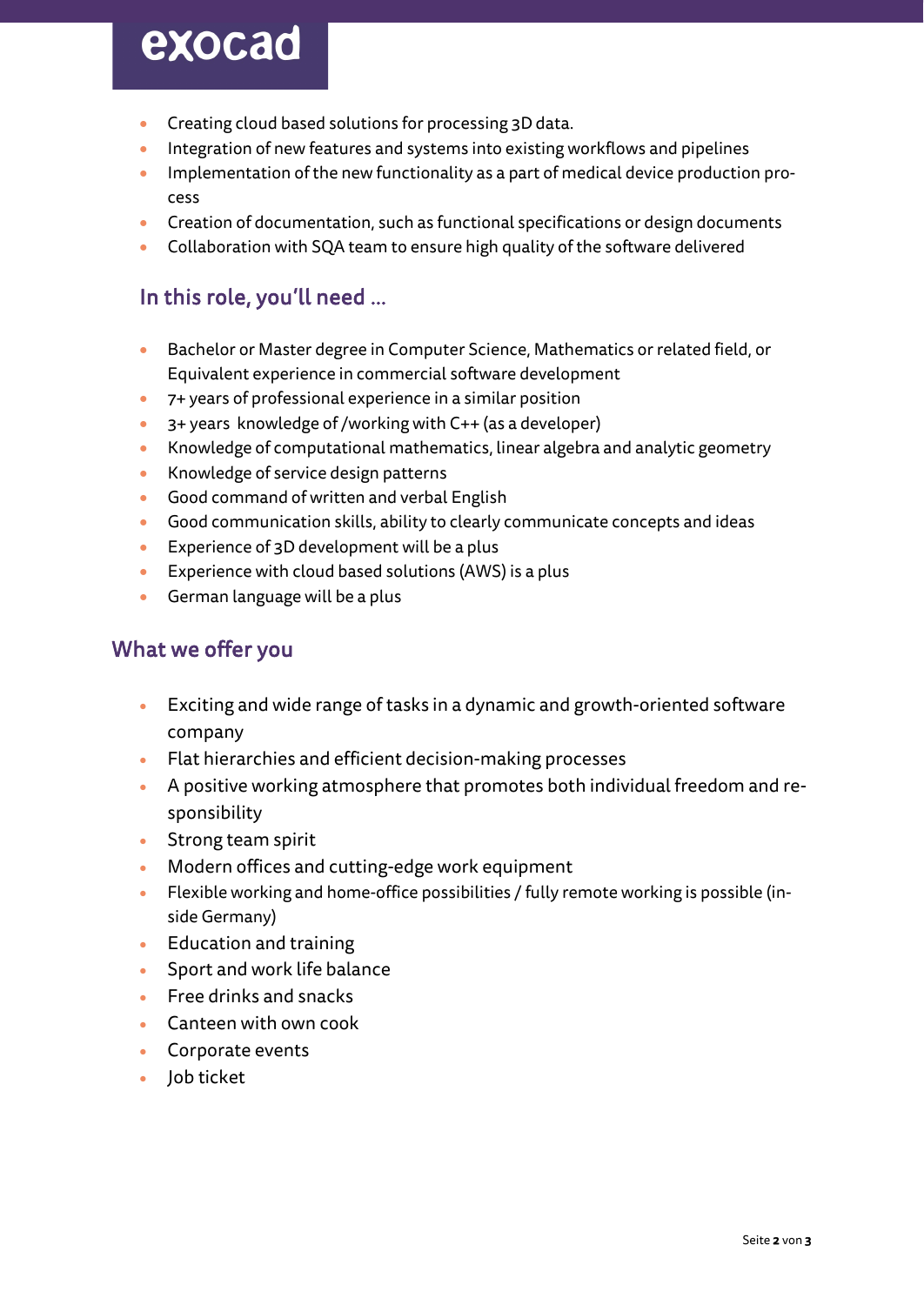- Creating cloud based solutions for processing 3D data.
- Integration of new features and systems into existing workflows and pipelines
- Implementation of the new functionality as a part of medical device production process
- Creation of documentation, such as functional specifications or design documents
- Collaboration with SQA team to ensure high quality of the software delivered

## In this role, you'll need ...

- Bachelor or Master degree in Computer Science, Mathematics or related field, or Equivalent experience in commercial software development
- 7+ years of professional experience in a similar position
- 3+ years knowledge of /working with C++ (as a developer)
- Knowledge of computational mathematics, linear algebra and analytic geometry
- Knowledge of service design patterns
- Good command of written and verbal English
- Good communication skills, ability to clearly communicate concepts and ideas
- Experience of 3D development will be a plus
- Experience with cloud based solutions (AWS) is a plus
- German language will be a plus

## What we offer you

- Exciting and wide range of tasks in a dynamic and growth-oriented software company
- Flat hierarchies and efficient decision-making processes
- A positive working atmosphere that promotes both individual freedom and responsibility
- Strong team spirit
- Modern offices and cutting-edge work equipment
- Flexible working and home-office possibilities / fully remote working is possible (inside Germany)
- Education and training
- Sport and work life balance
- Free drinks and snacks
- Canteen with own cook
- Corporate events
- Job ticket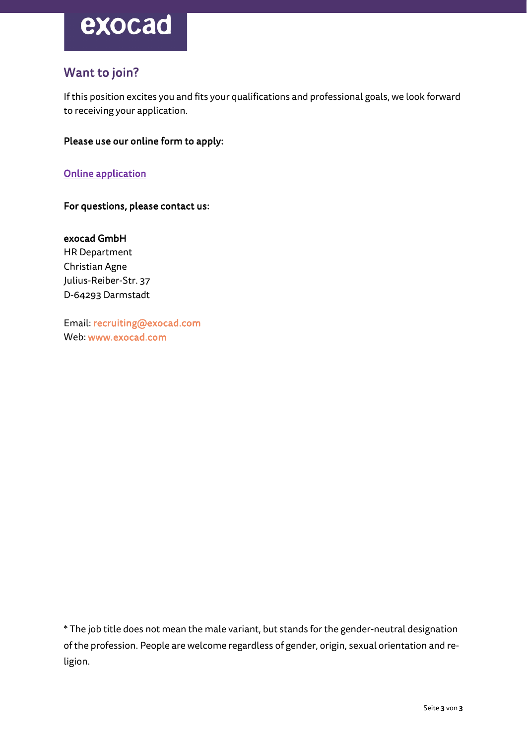## Want to join?

If this position excites you and fits your qualifications and professional goals, we look forward to receiving your application.

**Please use our online form to apply:**

Online application

**For questions, please contact us:**

**exocad GmbH**
HR Department
Christian Agne
Julius-Reiber-Str. 37
D-64293 Darmstadt

Email: recruiting@exocad.com
Web: www.exocad.com

* The job title does not mean the male variant, but stands for the gender-neutral designation of the profession. People are welcome regardless of gender, origin, sexual orientation and religion.